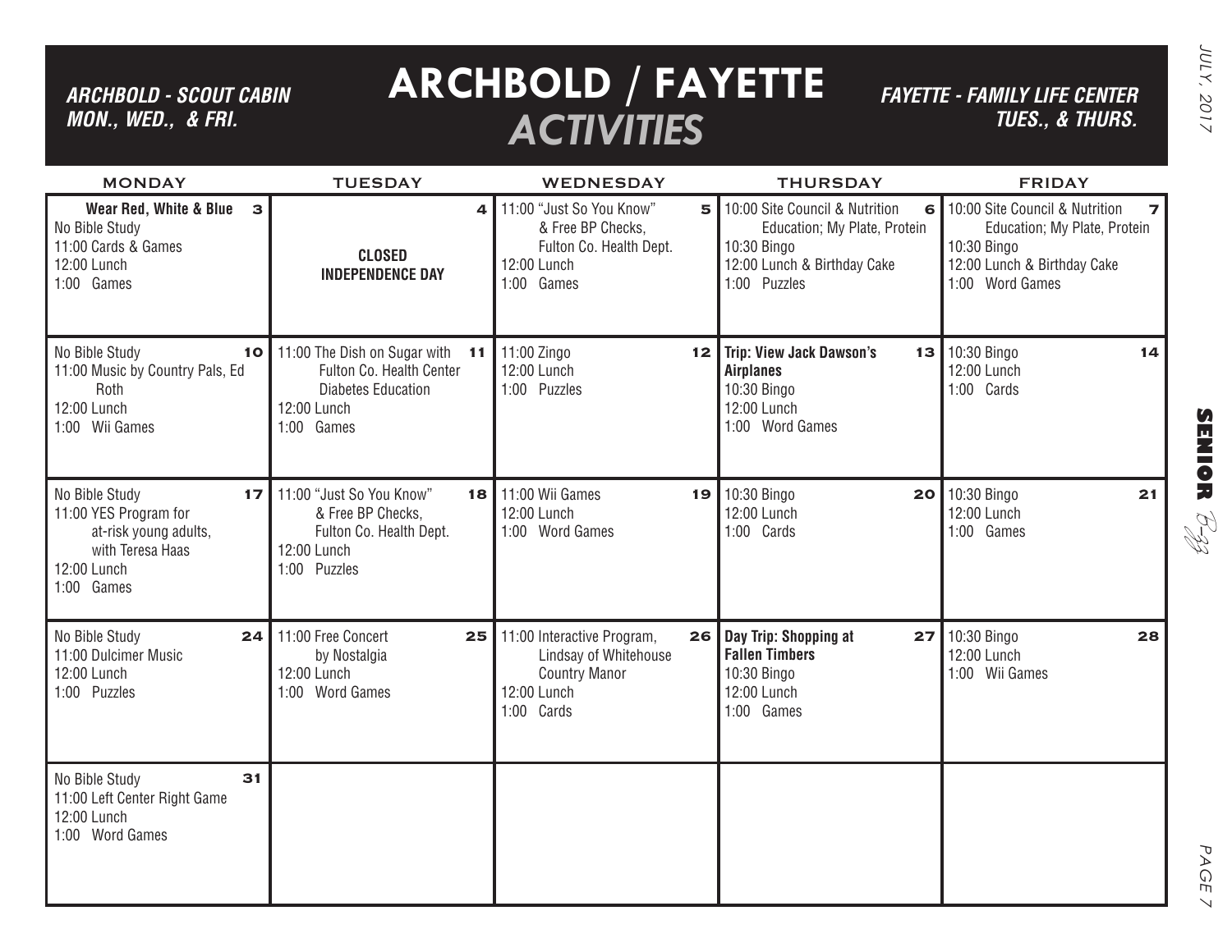# ARCHBOLD / FAYETTE *ACTIVITIES*

***ARCHBOLD - SCOUT CABIN MON., WED., & FRI.***

***FAYETTE - FAMILY LIFE CENTER TUES., & THURS.***

| MONDAY | TUESDAY | WEDNESDAY | THURSDAY | FRIDAY |
|---|---|---|---|---|
| **3** **Wear Red, White & Blue**<br>No Bible Study<br>11:00 Cards & Games<br>12:00 Lunch<br>1:00 Games | **4** **CLOSED INDEPENDENCE DAY** | **5** 11:00 "Just So You Know" & Free BP Checks, Fulton Co. Health Dept.<br>12:00 Lunch<br>1:00 Games | **6** 10:00 Site Council & Nutrition Education; My Plate, Protein<br>10:30 Bingo<br>12:00 Lunch & Birthday Cake<br>1:00 Puzzles | **7** 10:00 Site Council & Nutrition Education; My Plate, Protein<br>10:30 Bingo<br>12:00 Lunch & Birthday Cake<br>1:00 Word Games |
| **10** No Bible Study<br>11:00 Music by Country Pals, Ed Roth<br>12:00 Lunch<br>1:00 Wii Games | **11** 11:00 The Dish on Sugar with Fulton Co. Health Center Diabetes Education<br>12:00 Lunch<br>1:00 Games | **12** 11:00 Zingo<br>12:00 Lunch<br>1:00 Puzzles | **13** **Trip: View Jack Dawson's Airplanes**<br>10:30 Bingo<br>12:00 Lunch<br>1:00 Word Games | **14** 10:30 Bingo<br>12:00 Lunch<br>1:00 Cards |
| **17** No Bible Study<br>11:00 YES Program for at-risk young adults, with Teresa Haas<br>12:00 Lunch<br>1:00 Games | **18** 11:00 "Just So You Know" & Free BP Checks, Fulton Co. Health Dept.<br>12:00 Lunch<br>1:00 Puzzles | **19** 11:00 Wii Games<br>12:00 Lunch<br>1:00 Word Games | **20** 10:30 Bingo<br>12:00 Lunch<br>1:00 Cards | **21** 10:30 Bingo<br>12:00 Lunch<br>1:00 Games |
| **24** No Bible Study<br>11:00 Dulcimer Music<br>12:00 Lunch<br>1:00 Puzzles | **25** 11:00 Free Concert by Nostalgia<br>12:00 Lunch<br>1:00 Word Games | **26** 11:00 Interactive Program, Lindsay of Whitehouse Country Manor<br>12:00 Lunch<br>1:00 Cards | **27** **Day Trip: Shopping at Fallen Timbers**<br>10:30 Bingo<br>12:00 Lunch<br>1:00 Games | **28** 10:30 Bingo<br>12:00 Lunch<br>1:00 Wii Games |
| **31** No Bible Study<br>11:00 Left Center Right Game<br>12:00 Lunch<br>1:00 Word Games | | | | |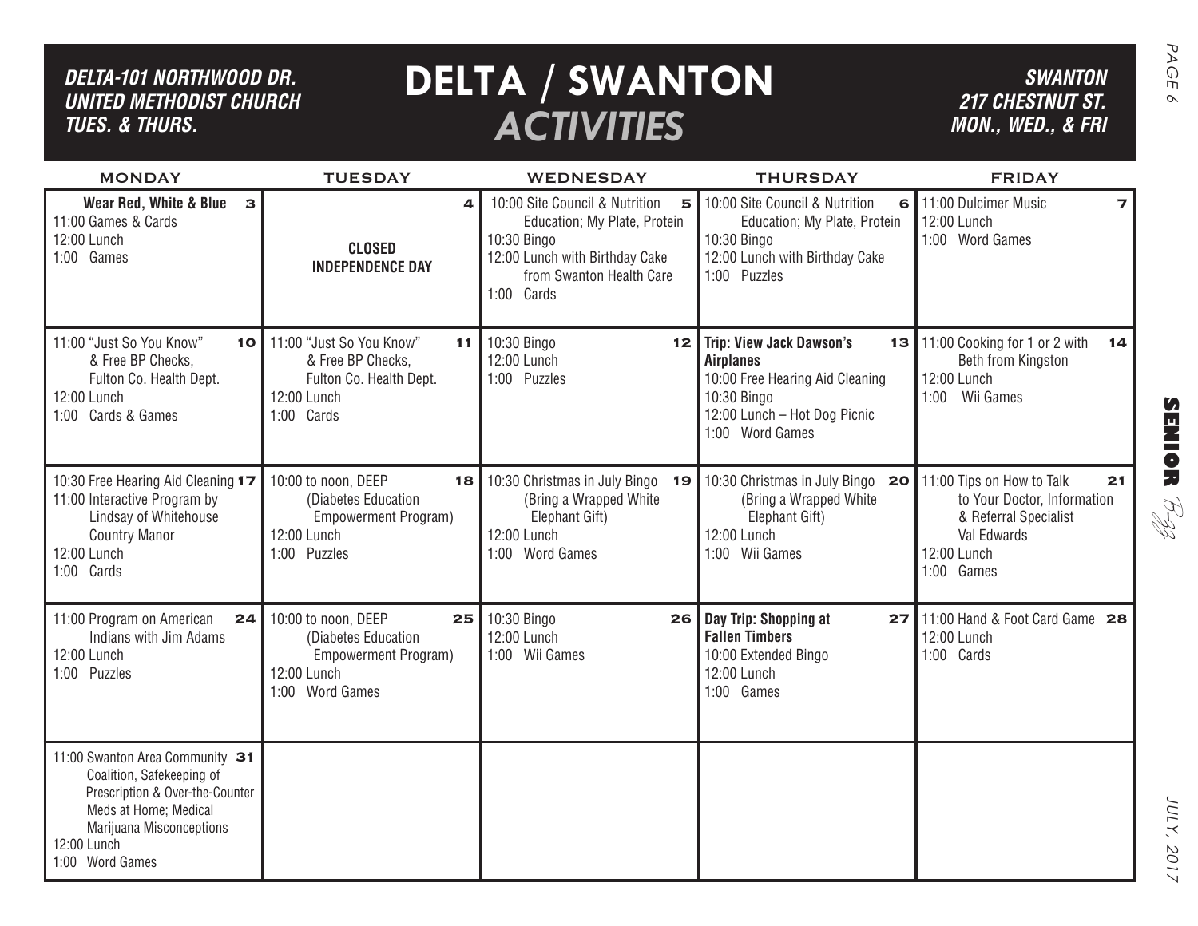*DELTA-101 NORTHWOOD DR.*
*UNITED METHODIST CHURCH*
*TUES. & THURS.*

# DELTA / SWANTON *ACTIVITIES*

*SWANTON*
*217 CHESTNUT ST.*
*MON., WED., & FRI*

| MONDAY | TUESDAY | WEDNESDAY | THURSDAY | FRIDAY |
|---|---|---|---|---|
| **3** **Wear Red, White & Blue**<br>11:00 Games & Cards<br>12:00 Lunch<br>1:00 Games | **4** **CLOSED INDEPENDENCE DAY** | **5** 10:00 Site Council & Nutrition Education; My Plate, Protein<br>10:30 Bingo<br>12:00 Lunch with Birthday Cake from Swanton Health Care<br>1:00 Cards | **6** 10:00 Site Council & Nutrition Education; My Plate, Protein<br>10:30 Bingo<br>12:00 Lunch with Birthday Cake<br>1:00 Puzzles | **7** 11:00 Dulcimer Music<br>12:00 Lunch<br>1:00 Word Games |
| **10** 11:00 "Just So You Know" & Free BP Checks, Fulton Co. Health Dept.<br>12:00 Lunch<br>1:00 Cards & Games | **11** 11:00 "Just So You Know" & Free BP Checks, Fulton Co. Health Dept.<br>12:00 Lunch<br>1:00 Cards | **12** 10:30 Bingo<br>12:00 Lunch<br>1:00 Puzzles | **13** **Trip: View Jack Dawson's Airplanes**<br>10:00 Free Hearing Aid Cleaning<br>10:30 Bingo<br>12:00 Lunch – Hot Dog Picnic<br>1:00 Word Games | **14** 11:00 Cooking for 1 or 2 with Beth from Kingston<br>12:00 Lunch<br>1:00 Wii Games |
| **17** 10:30 Free Hearing Aid Cleaning<br>11:00 Interactive Program by Lindsay of Whitehouse Country Manor<br>12:00 Lunch<br>1:00 Cards | **18** 10:00 to noon, DEEP (Diabetes Education Empowerment Program)<br>12:00 Lunch<br>1:00 Puzzles | **19** 10:30 Christmas in July Bingo (Bring a Wrapped White Elephant Gift)<br>12:00 Lunch<br>1:00 Word Games | **20** 10:30 Christmas in July Bingo (Bring a Wrapped White Elephant Gift)<br>12:00 Lunch<br>1:00 Wii Games | **21** 11:00 Tips on How to Talk to Your Doctor, Information & Referral Specialist Val Edwards<br>12:00 Lunch<br>1:00 Games |
| **24** 11:00 Program on American Indians with Jim Adams<br>12:00 Lunch<br>1:00 Puzzles | **25** 10:00 to noon, DEEP (Diabetes Education Empowerment Program)<br>12:00 Lunch<br>1:00 Word Games | **26** 10:30 Bingo<br>12:00 Lunch<br>1:00 Wii Games | **27** **Day Trip: Shopping at Fallen Timbers**<br>10:00 Extended Bingo<br>12:00 Lunch<br>1:00 Games | **28** 11:00 Hand & Foot Card Game<br>12:00 Lunch<br>1:00 Cards |
| **31** 11:00 Swanton Area Community Coalition, Safekeeping of Prescription & Over-the-Counter Meds at Home; Medical Marijuana Misconceptions<br>12:00 Lunch<br>1:00 Word Games | | | | |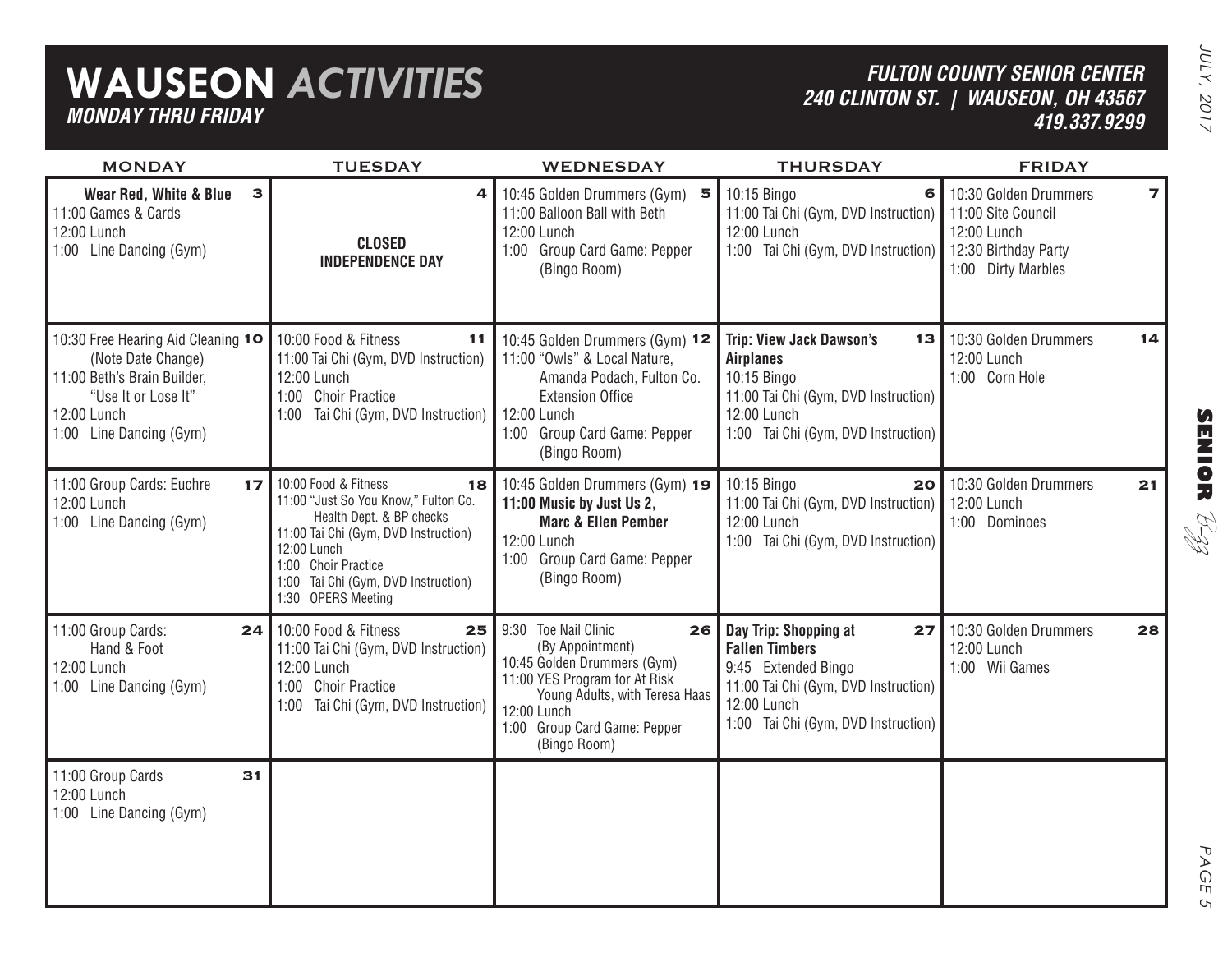# WAUSEON *ACTIVITIES*
***MONDAY THRU FRIDAY***

***FULTON COUNTY SENIOR CENTER***
***240 CLINTON ST. | WAUSEON, OH 43567***
***419.337.9299***

| MONDAY | TUESDAY | WEDNESDAY | THURSDAY | FRIDAY |
|---|---|---|---|---|
| **3** **Wear Red, White & Blue**<br>11:00 Games & Cards<br>12:00 Lunch<br>1:00 Line Dancing (Gym) | **4**<br>**CLOSED INDEPENDENCE DAY** | **5**<br>10:45 Golden Drummers (Gym)<br>11:00 Balloon Ball with Beth<br>12:00 Lunch<br>1:00 Group Card Game: Pepper (Bingo Room) | **6**<br>10:15 Bingo<br>11:00 Tai Chi (Gym, DVD Instruction)<br>12:00 Lunch<br>1:00 Tai Chi (Gym, DVD Instruction) | **7**<br>10:30 Golden Drummers<br>11:00 Site Council<br>12:00 Lunch<br>12:30 Birthday Party<br>1:00 Dirty Marbles |
| **10**<br>10:30 Free Hearing Aid Cleaning (Note Date Change)<br>11:00 Beth's Brain Builder, "Use It or Lose It"<br>12:00 Lunch<br>1:00 Line Dancing (Gym) | **11**<br>10:00 Food & Fitness<br>11:00 Tai Chi (Gym, DVD Instruction)<br>12:00 Lunch<br>1:00 Choir Practice<br>1:00 Tai Chi (Gym, DVD Instruction) | **12**<br>10:45 Golden Drummers (Gym)<br>11:00 "Owls" & Local Nature, Amanda Podach, Fulton Co. Extension Office<br>12:00 Lunch<br>1:00 Group Card Game: Pepper (Bingo Room) | **13**<br>**Trip: View Jack Dawson's Airplanes**<br>10:15 Bingo<br>11:00 Tai Chi (Gym, DVD Instruction)<br>12:00 Lunch<br>1:00 Tai Chi (Gym, DVD Instruction) | **14**<br>10:30 Golden Drummers<br>12:00 Lunch<br>1:00 Corn Hole |
| **17**<br>11:00 Group Cards: Euchre<br>12:00 Lunch<br>1:00 Line Dancing (Gym) | **18**<br>10:00 Food & Fitness<br>11:00 "Just So You Know," Fulton Co. Health Dept. & BP checks<br>11:00 Tai Chi (Gym, DVD Instruction)<br>12:00 Lunch<br>1:00 Choir Practice<br>1:00 Tai Chi (Gym, DVD Instruction)<br>1:30 OPERS Meeting | **19**<br>10:45 Golden Drummers (Gym)<br>**11:00 Music by Just Us 2, Marc & Ellen Pember**<br>12:00 Lunch<br>1:00 Group Card Game: Pepper (Bingo Room) | **20**<br>10:15 Bingo<br>11:00 Tai Chi (Gym, DVD Instruction)<br>12:00 Lunch<br>1:00 Tai Chi (Gym, DVD Instruction) | **21**<br>10:30 Golden Drummers<br>12:00 Lunch<br>1:00 Dominoes |
| **24**<br>11:00 Group Cards: Hand & Foot<br>12:00 Lunch<br>1:00 Line Dancing (Gym) | **25**<br>10:00 Food & Fitness<br>11:00 Tai Chi (Gym, DVD Instruction)<br>12:00 Lunch<br>1:00 Choir Practice<br>1:00 Tai Chi (Gym, DVD Instruction) | **26**<br>9:30 Toe Nail Clinic (By Appointment)<br>10:45 Golden Drummers (Gym)<br>11:00 YES Program for At Risk Young Adults, with Teresa Haas<br>12:00 Lunch<br>1:00 Group Card Game: Pepper (Bingo Room) | **27**<br>**Day Trip: Shopping at Fallen Timbers**<br>9:45 Extended Bingo<br>11:00 Tai Chi (Gym, DVD Instruction)<br>12:00 Lunch<br>1:00 Tai Chi (Gym, DVD Instruction) | **28**<br>10:30 Golden Drummers<br>12:00 Lunch<br>1:00 Wii Games |
| **31**<br>11:00 Group Cards<br>12:00 Lunch<br>1:00 Line Dancing (Gym) | | | | |